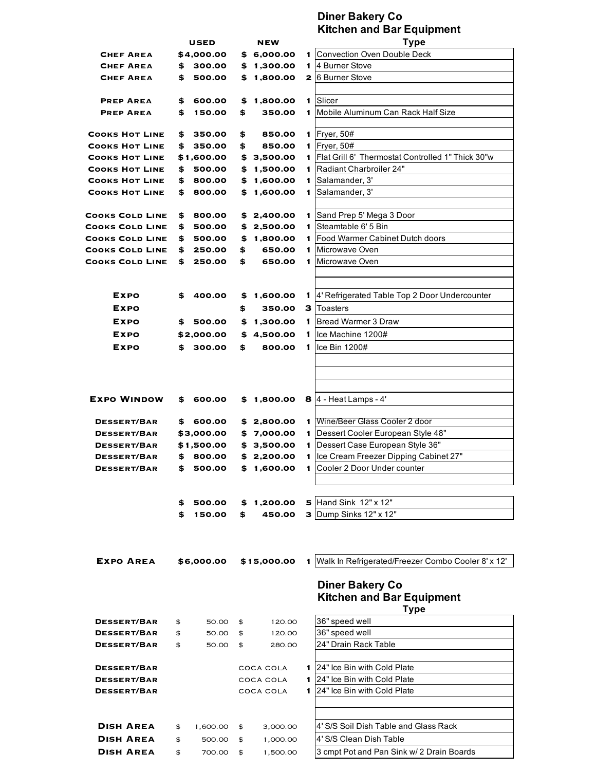## Diner Bakery Co
## Kitchen and Bar Equipment

| | USED | NEW | Qty | Type |
|---|---|---|---|---|
| CHEF AREA | $4,000.00 | $ 6,000.00 | 1 | Convection Oven Double Deck |
| CHEF AREA | $ 300.00 | $ 1,300.00 | 1 | 4 Burner Stove |
| CHEF AREA | $ 500.00 | $ 1,800.00 | 2 | 6 Burner Stove |
| | | | | |
| PREP AREA | $ 600.00 | $ 1,800.00 | 1 | Slicer |
| PREP AREA | $ 150.00 | $ 350.00 | 1 | Mobile Aluminum Can Rack Half Size |
| | | | | |
| COOKS HOT LINE | $ 350.00 | $ 850.00 | 1 | Fryer, 50# |
| COOKS HOT LINE | $ 350.00 | $ 850.00 | 1 | Fryer, 50# |
| COOKS HOT LINE | $1,600.00 | $ 3,500.00 | 1 | Flat Grill 6' Thermostat Controlled 1" Thick 30"w |
| COOKS HOT LINE | $ 500.00 | $ 1,500.00 | 1 | Radiant Charbroiler 24" |
| COOKS HOT LINE | $ 800.00 | $ 1,600.00 | 1 | Salamander, 3' |
| COOKS HOT LINE | $ 800.00 | $ 1,600.00 | 1 | Salamander, 3' |
| | | | | |
| COOKS COLD LINE | $ 800.00 | $ 2,400.00 | 1 | Sand Prep 5' Mega 3 Door |
| COOKS COLD LINE | $ 500.00 | $ 2,500.00 | 1 | Steamtable 6' 5 Bin |
| COOKS COLD LINE | $ 500.00 | $ 1,800.00 | 1 | Food Warmer Cabinet Dutch doors |
| COOKS COLD LINE | $ 250.00 | $ 650.00 | 1 | Microwave Oven |
| COOKS COLD LINE | $ 250.00 | $ 650.00 | 1 | Microwave Oven |
| | | | | |
| EXPO | $ 400.00 | $ 1,600.00 | 1 | 4' Refrigerated Table Top 2 Door Undercounter |
| EXPO | | $ 350.00 | 3 | Toasters |
| EXPO | $ 500.00 | $ 1,300.00 | 1 | Bread Warmer 3 Draw |
| EXPO | $2,000.00 | $ 4,500.00 | 1 | Ice Machine 1200# |
| EXPO | $ 300.00 | $ 800.00 | 1 | Ice Bin 1200# |
| | | | | |
| EXPO WINDOW | $ 600.00 | $ 1,800.00 | 8 | 4 - Heat Lamps - 4' |
| | | | | |
| DESSERT/BAR | $ 600.00 | $ 2,800.00 | 1 | Wine/Beer Glass Cooler 2 door |
| DESSERT/BAR | $3,000.00 | $ 7,000.00 | 1 | Dessert Cooler European Style 48" |
| DESSERT/BAR | $1,500.00 | $ 3,500.00 | 1 | Dessert Case European Style 36" |
| DESSERT/BAR | $ 800.00 | $ 2,200.00 | 1 | Ice Cream Freezer Dipping Cabinet 27" |
| DESSERT/BAR | $ 500.00 | $ 1,600.00 | 1 | Cooler 2 Door Under counter |
| | | | | |
| | $ 500.00 | $ 1,200.00 | 5 | Hand Sink 12" x 12" |
| | $ 150.00 | $ 450.00 | 3 | Dump Sinks 12" x 12" |
| | | | | |
| EXPO AREA | $6,000.00 | $15,000.00 | 1 | Walk In Refrigerated/Freezer Combo Cooler 8' x 12' |

## Diner Bakery Co
## Kitchen and Bar Equipment

| | | | | Type |
|---|---|---|---|---|
| DESSERT/BAR | $ 50.00 | $ 120.00 | | 36" speed well |
| DESSERT/BAR | $ 50.00 | $ 120.00 | | 36" speed well |
| DESSERT/BAR | $ 50.00 | $ 280.00 | | 24" Drain Rack Table |
| | | | | |
| DESSERT/BAR | | COCA COLA | 1 | 24" Ice Bin with Cold Plate |
| DESSERT/BAR | | COCA COLA | 1 | 24" Ice Bin with Cold Plate |
| DESSERT/BAR | | COCA COLA | 1 | 24" Ice Bin with Cold Plate |
| | | | | |
| DISH AREA | $ 1,600.00 | $ 3,000.00 | | 4' S/S Soil Dish Table and Glass Rack |
| DISH AREA | $ 500.00 | $ 1,000.00 | | 4' S/S Clean Dish Table |
| DISH AREA | $ 700.00 | $ 1,500.00 | | 3 cmpt Pot and Pan Sink w/ 2 Drain Boards |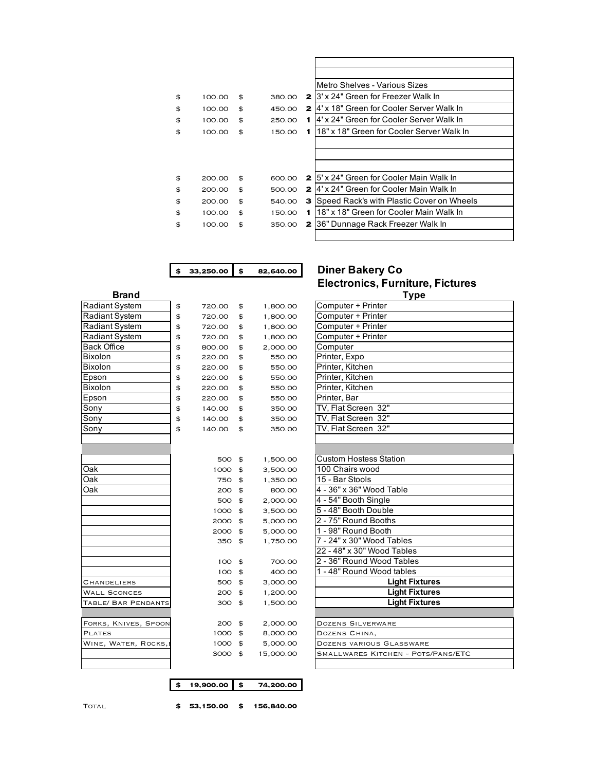| | | | | |
|---|---|---|---|---|
| | | | | |
| | | | | |
| | | | | Metro Shelves - Various Sizes |
| | $ 100.00 | $ 380.00 | 2 | 3' x 24" Green for Freezer Walk In |
| | $ 100.00 | $ 450.00 | 2 | 4' x 18" Green for Cooler Server Walk In |
| | $ 100.00 | $ 250.00 | 1 | 4' x 24" Green for Cooler Server Walk In |
| | $ 100.00 | $ 150.00 | 1 | 18" x 18" Green for Cooler Server Walk In |
| | | | | |
| | | | | |
| | | | | |
| | $ 200.00 | $ 600.00 | 2 | 5' x 24" Green for Cooler Main Walk In |
| | $ 200.00 | $ 500.00 | 2 | 4' x 24" Green for Cooler Main Walk In |
| | $ 200.00 | $ 540.00 | 3 | Speed Rack's with Plastic Cover on Wheels |
| | $ 100.00 | $ 150.00 | 1 | 18" x 18" Green for Cooler Main Walk In |
| | $ 100.00 | $ 350.00 | 2 | 36" Dunnage Rack Freezer Walk In |
| | | | | |
| | **$ 33,250.00** | **$ 82,640.00** | | |

## Diner Bakery Co
## Electronics, Furniture, Fictures

| Brand | | | Type |
|---|---|---|---|
| Radiant System | $ 720.00 | $ 1,800.00 | Computer + Printer |
| Radiant System | $ 720.00 | $ 1,800.00 | Computer + Printer |
| Radiant System | $ 720.00 | $ 1,800.00 | Computer + Printer |
| Radiant System | $ 720.00 | $ 1,800.00 | Computer + Printer |
| Back Office | $ 800.00 | $ 2,000.00 | Computer |
| Bixolon | $ 220.00 | $ 550.00 | Printer, Expo |
| Bixolon | $ 220.00 | $ 550.00 | Printer, Kitchen |
| Epson | $ 220.00 | $ 550.00 | Printer, Kitchen |
| Bixolon | $ 220.00 | $ 550.00 | Printer, Kitchen |
| Epson | $ 220.00 | $ 550.00 | Printer, Bar |
| Sony | $ 140.00 | $ 350.00 | TV, Flat Screen 32" |
| Sony | $ 140.00 | $ 350.00 | TV, Flat Screen 32" |
| Sony | $ 140.00 | $ 350.00 | TV, Flat Screen 32" |
| | | | |
| | | | |
| | 500 | $ 1,500.00 | Custom Hostess Station |
| Oak | 1000 | $ 3,500.00 | 100 Chairs wood |
| Oak | 750 | $ 1,350.00 | 15 - Bar Stools |
| Oak | 200 | $ 800.00 | 4 - 36" x 36" Wood Table |
| | 500 | $ 2,000.00 | 4 - 54" Booth Single |
| | 1000 | $ 3,500.00 | 5 - 48" Booth Double |
| | 2000 | $ 5,000.00 | 2 - 75" Round Booths |
| | 2000 | $ 5,000.00 | 1 - 98" Round Booth |
| | 350 | $ 1,750.00 | 7 - 24" x 30" Wood Tables |
| | | | 22 - 48" x 30" Wood Tables |
| | 100 | $ 700.00 | 2 - 36" Round Wood Tables |
| | 100 | $ 400.00 | 1 - 48" Round Wood tables |
| Chandeliers | 500 | $ 3,000.00 | **Light Fixtures** |
| Wall Sconces | 200 | $ 1,200.00 | **Light Fixtures** |
| Table/ Bar Pendants | 300 | $ 1,500.00 | **Light Fixtures** |
| | | | |
| Forks, Knives, Spoon | 200 | $ 2,000.00 | Dozens Silverware |
| Plates | 1000 | $ 8,000.00 | Dozens China, |
| Wine, Water, Rocks,E | 1000 | $ 5,000.00 | Dozens various Glassware |
| | 3000 | $ 15,000.00 | Smallwares Kitchen - Pots/Pans/ETC |
| | | | |
| | **$ 19,900.00** | **$ 74,200.00** | |
| Total | **$ 53,150.00** | **$ 156,840.00** | |